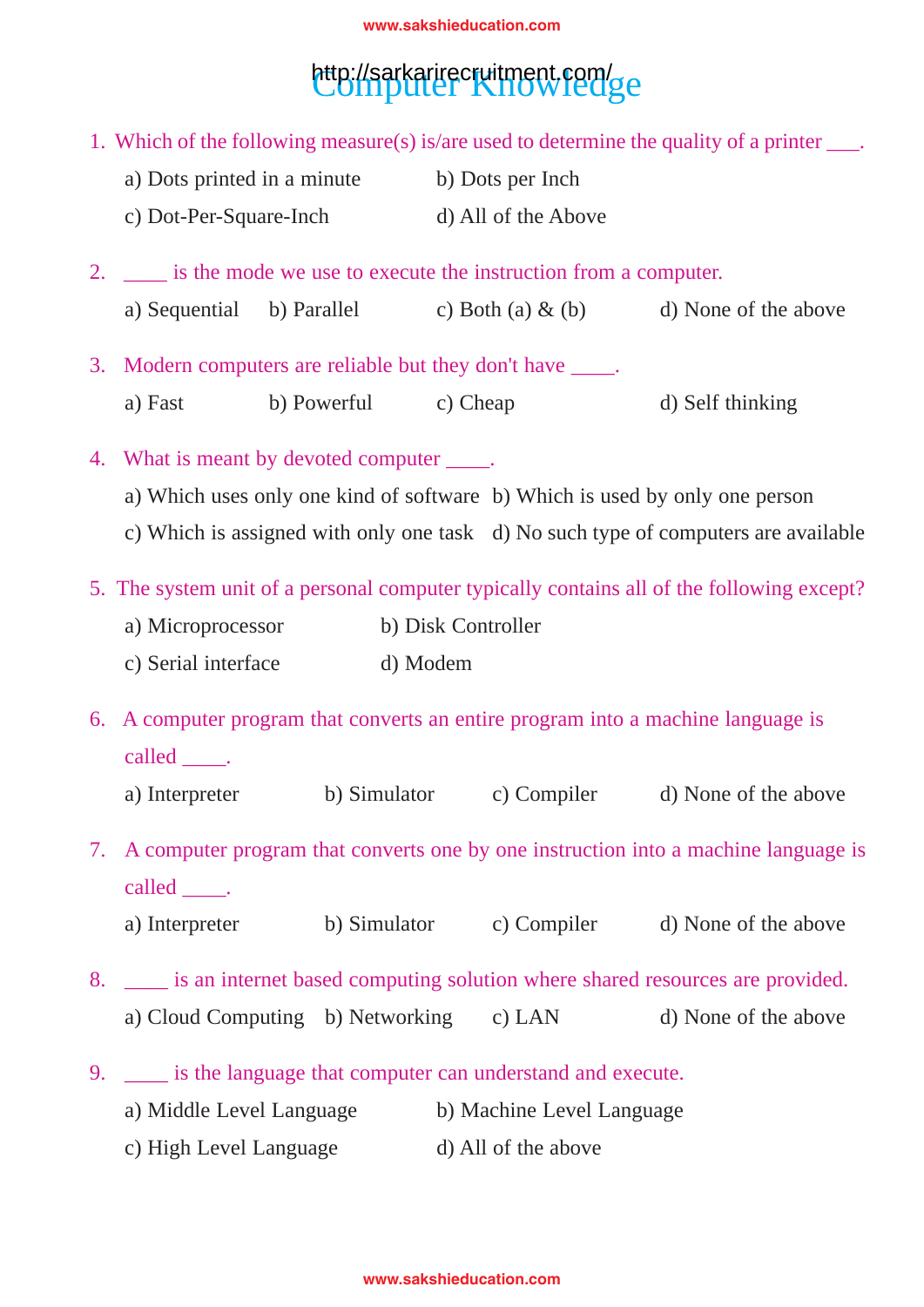# Computer Knowledge

http://sarkarirecruitment.com/

1. Which of the following measure(s) is/are used to determine the quality of a printer ___.

   a) Dots printed in a minute  b) Dots per Inch
   c) Dot-Per-Square-Inch  d) All of the Above

2. ____ is the mode we use to execute the instruction from a computer.

   a) Sequential  b) Parallel  c) Both (a) & (b)  d) None of the above

3. Modern computers are reliable but they don't have ____.

   a) Fast  b) Powerful  c) Cheap  d) Self thinking

4. What is meant by devoted computer ____.

   a) Which uses only one kind of software  b) Which is used by only one person
   c) Which is assigned with only one task  d) No such type of computers are available

5. The system unit of a personal computer typically contains all of the following except?

   a) Microprocessor  b) Disk Controller
   c) Serial interface  d) Modem

6. A computer program that converts an entire program into a machine language is called ____.

   a) Interpreter  b) Simulator  c) Compiler  d) None of the above

7. A computer program that converts one by one instruction into a machine language is called ____.

   a) Interpreter  b) Simulator  c) Compiler  d) None of the above

8. ____ is an internet based computing solution where shared resources are provided.

   a) Cloud Computing  b) Networking  c) LAN  d) None of the above

9. ____ is the language that computer can understand and execute.

   a) Middle Level Language  b) Machine Level Language
   c) High Level Language  d) All of the above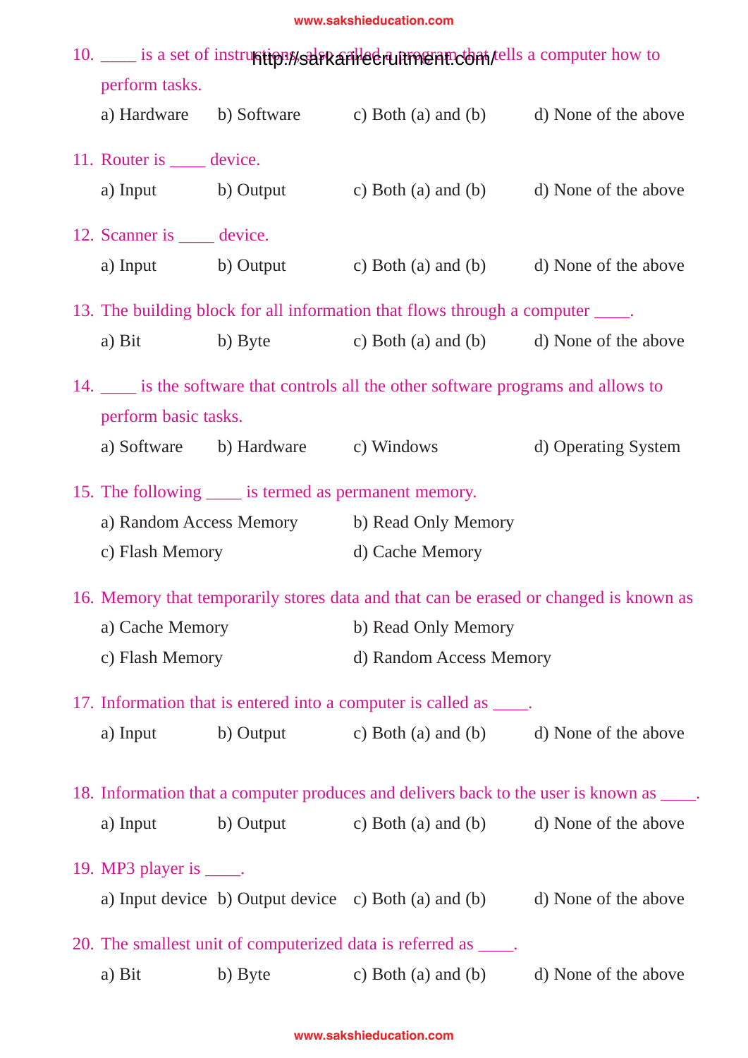10. ____ is a set of instructions, also called a program that tells a computer how to perform tasks.

    a) Hardware  b) Software  c) Both (a) and (b)  d) None of the above

11. Router is ____ device.

    a) Input  b) Output  c) Both (a) and (b)  d) None of the above

12. Scanner is ____ device.

    a) Input  b) Output  c) Both (a) and (b)  d) None of the above

13. The building block for all information that flows through a computer ____.

    a) Bit  b) Byte  c) Both (a) and (b)  d) None of the above

14. ____ is the software that controls all the other software programs and allows to perform basic tasks.

    a) Software  b) Hardware  c) Windows  d) Operating System

15. The following ____ is termed as permanent memory.

    a) Random Access Memory  b) Read Only Memory
    c) Flash Memory  d) Cache Memory

16. Memory that temporarily stores data and that can be erased or changed is known as

    a) Cache Memory  b) Read Only Memory
    c) Flash Memory  d) Random Access Memory

17. Information that is entered into a computer is called as ____.

    a) Input  b) Output  c) Both (a) and (b)  d) None of the above

18. Information that a computer produces and delivers back to the user is known as ____.

    a) Input  b) Output  c) Both (a) and (b)  d) None of the above

19. MP3 player is ____.

    a) Input device  b) Output device  c) Both (a) and (b)  d) None of the above

20. The smallest unit of computerized data is referred as ____.

    a) Bit  b) Byte  c) Both (a) and (b)  d) None of the above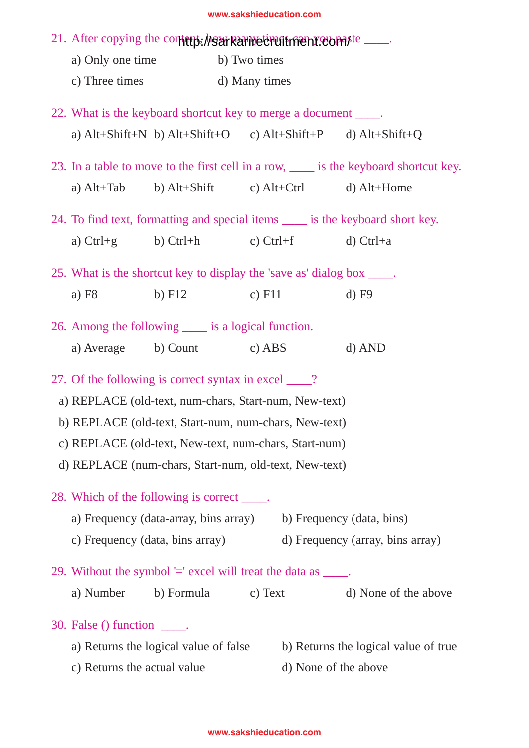21. After copying the content, how many times can you paste ____.

    a) Only one time
    b) Two times
    c) Three times
    d) Many times

22. What is the keyboard shortcut key to merge a document ____.

    a) Alt+Shift+N b) Alt+Shift+O c) Alt+Shift+P d) Alt+Shift+Q

23. In a table to move to the first cell in a row, ____ is the keyboard shortcut key.

    a) Alt+Tab b) Alt+Shift c) Alt+Ctrl d) Alt+Home

24. To find text, formatting and special items ____ is the keyboard short key.

    a) Ctrl+g b) Ctrl+h c) Ctrl+f d) Ctrl+a

25. What is the shortcut key to display the 'save as' dialog box ____.

    a) F8 b) F12 c) F11 d) F9

26. Among the following ____ is a logical function.

    a) Average b) Count c) ABS d) AND

27. Of the following is correct syntax in excel ____?

    a) REPLACE (old-text, num-chars, Start-num, New-text)
    b) REPLACE (old-text, Start-num, num-chars, New-text)
    c) REPLACE (old-text, New-text, num-chars, Start-num)
    d) REPLACE (num-chars, Start-num, old-text, New-text)

28. Which of the following is correct ____.

    a) Frequency (data-array, bins array)
    b) Frequency (data, bins)
    c) Frequency (data, bins array)
    d) Frequency (array, bins array)

29. Without the symbol '=' excel will treat the data as ____.

    a) Number b) Formula c) Text d) None of the above

30. False () function ____.

    a) Returns the logical value of false
    b) Returns the logical value of true
    c) Returns the actual value
    d) None of the above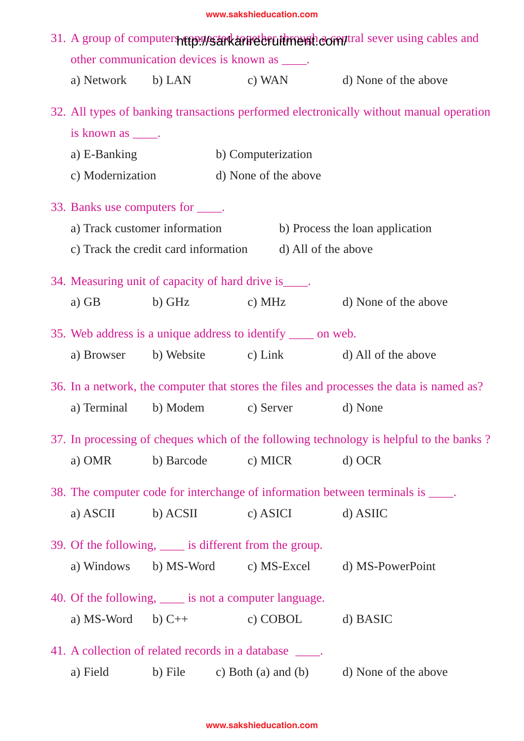31. A group of computers connected together through a central sever using cables and other communication devices is known as ____.

a) Network b) LAN c) WAN d) None of the above

32. All types of banking transactions performed electronically without manual operation is known as ____.

a) E-Banking b) Computerization
c) Modernization d) None of the above

33. Banks use computers for ____.

a) Track customer information b) Process the loan application
c) Track the credit card information d) All of the above

34. Measuring unit of capacity of hard drive is____.

a) GB b) GHz c) MHz d) None of the above

35. Web address is a unique address to identify ____ on web.

a) Browser b) Website c) Link d) All of the above

36. In a network, the computer that stores the files and processes the data is named as?

a) Terminal b) Modem c) Server d) None

37. In processing of cheques which of the following technology is helpful to the banks ?

a) OMR b) Barcode c) MICR d) OCR

38. The computer code for interchange of information between terminals is ____.

a) ASCII b) ACSII c) ASICI d) ASIIC

39. Of the following, ____ is different from the group.

a) Windows b) MS-Word c) MS-Excel d) MS-PowerPoint

40. Of the following, ____ is not a computer language.

a) MS-Word b) C++ c) COBOL d) BASIC

41. A collection of related records in a database ____.

a) Field b) File c) Both (a) and (b) d) None of the above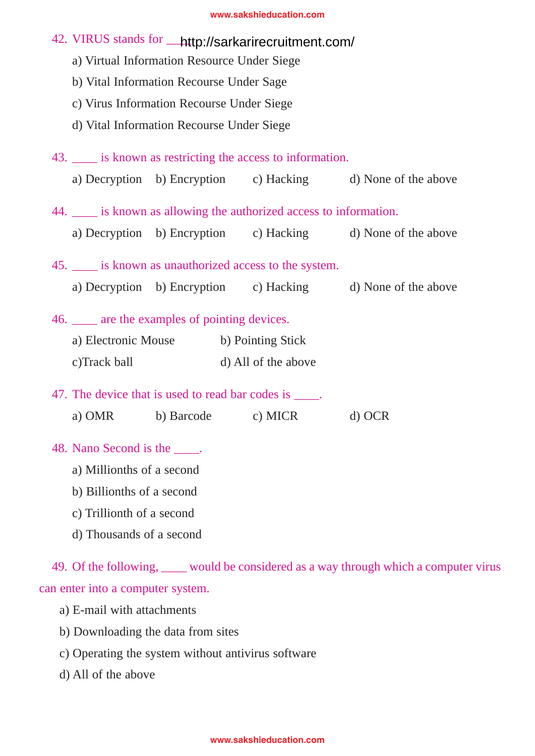42. VIRUS stands for ____http://sarkarirecruitment.com/

a) Virtual Information Resource Under Siege

b) Vital Information Recourse Under Sage

c) Virus Information Recourse Under Siege

d) Vital Information Recourse Under Siege

43. ____ is known as restricting the access to information.

a) Decryption b) Encryption c) Hacking d) None of the above

44. ____ is known as allowing the authorized access to information.

a) Decryption b) Encryption c) Hacking d) None of the above

45. ____ is known as unauthorized access to the system.

a) Decryption b) Encryption c) Hacking d) None of the above

46. ____ are the examples of pointing devices.

a) Electronic Mouse b) Pointing Stick

c)Track ball d) All of the above

47. The device that is used to read bar codes is ____.

a) OMR b) Barcode c) MICR d) OCR

48. Nano Second is the ____.

a) Millionths of a second

b) Billionths of a second

c) Trillionth of a second

d) Thousands of a second

49. Of the following, ____ would be considered as a way through which a computer virus can enter into a computer system.

a) E-mail with attachments

b) Downloading the data from sites

c) Operating the system without antivirus software

d) All of the above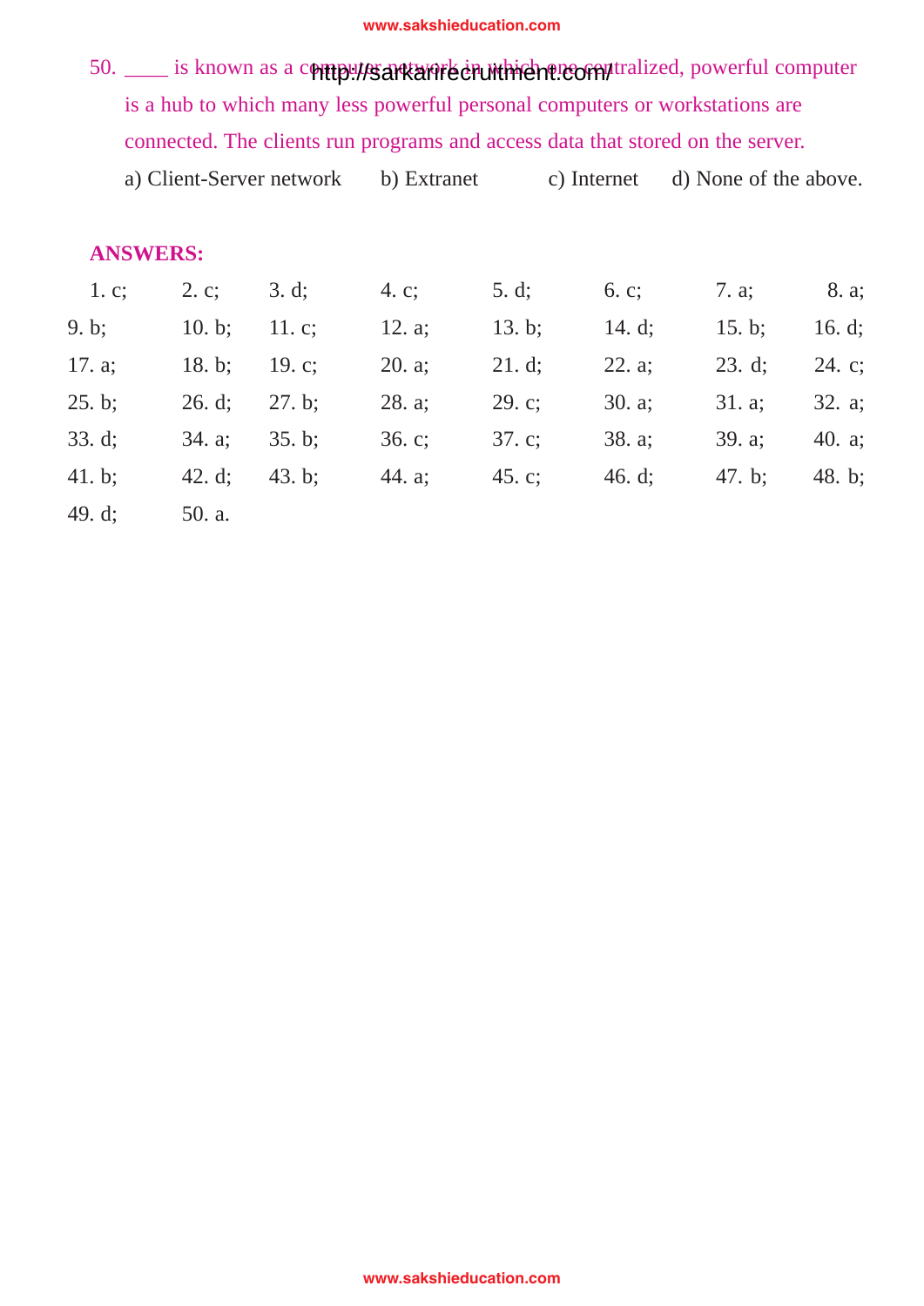50. ____ is known as a computer network in which one centralized, powerful computer is a hub to which many less powerful personal computers or workstations are connected. The clients run programs and access data that stored on the server.

a) Client-Server network  b) Extranet  c) Internet  d) None of the above.

**ANSWERS:**

| | | | | | | | |
|---|---|---|---|---|---|---|---|
| 1. c; | 2. c; | 3. d; | 4. c; | 5. d; | 6. c; | 7. a; | 8. a; |
| 9. b; | 10. b; | 11. c; | 12. a; | 13. b; | 14. d; | 15. b; | 16. d; |
| 17. a; | 18. b; | 19. c; | 20. a; | 21. d; | 22. a; | 23. d; | 24. c; |
| 25. b; | 26. d; | 27. b; | 28. a; | 29. c; | 30. a; | 31. a; | 32. a; |
| 33. d; | 34. a; | 35. b; | 36. c; | 37. c; | 38. a; | 39. a; | 40. a; |
| 41. b; | 42. d; | 43. b; | 44. a; | 45. c; | 46. d; | 47. b; | 48. b; |
| 49. d; | 50. a. | | | | | | |